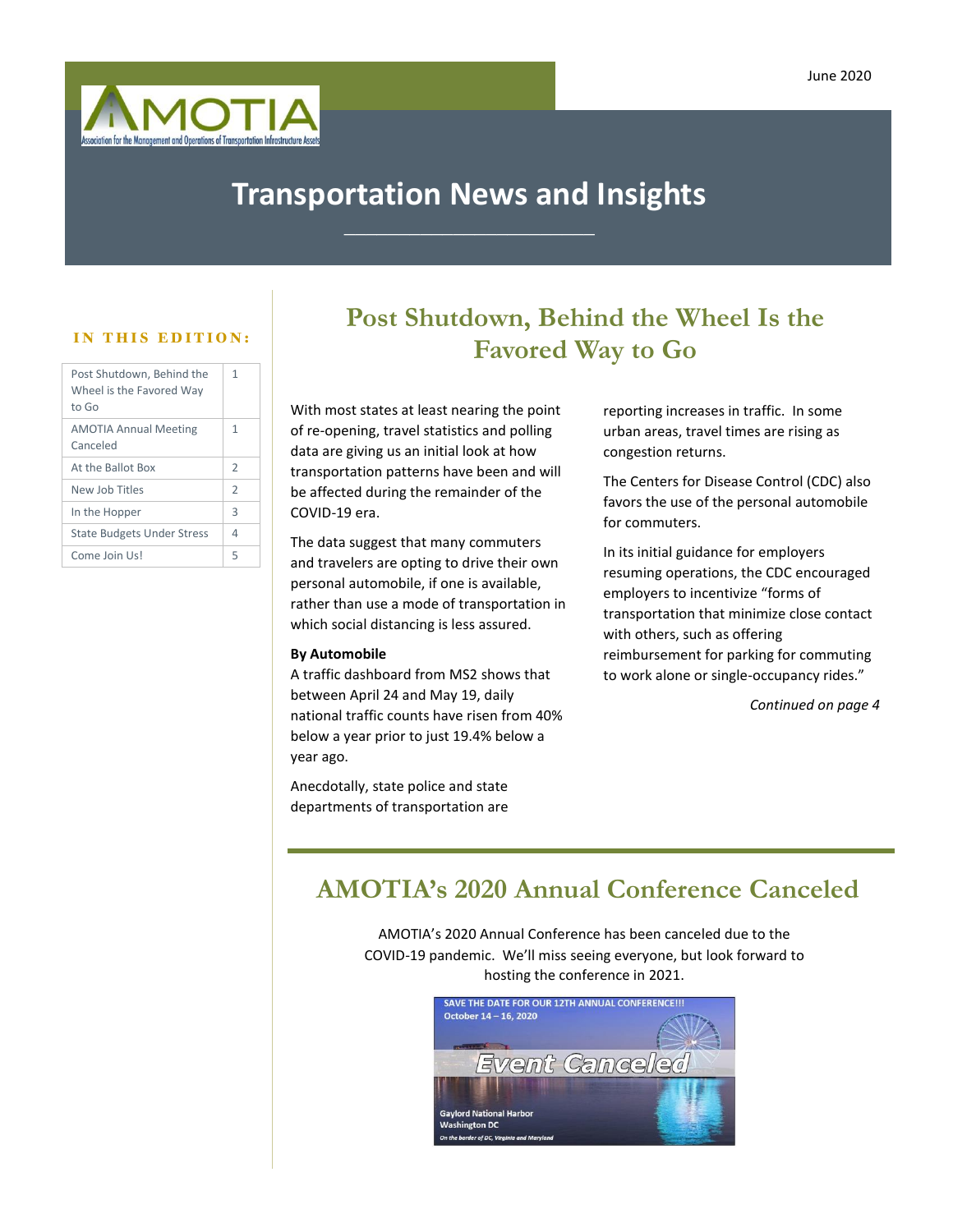June 2020

AMOTIA
Association for the Management and Operations of Transportation Infrastructure Assets

# Transportation News and Insights

**IN THIS EDITION:**

| | |
|---|---|
| Post Shutdown, Behind the Wheel is the Favored Way to Go | 1 |
| AMOTIA Annual Meeting Canceled | 1 |
| At the Ballot Box | 2 |
| New Job Titles | 2 |
| In the Hopper | 3 |
| State Budgets Under Stress | 4 |
| Come Join Us! | 5 |

## Post Shutdown, Behind the Wheel Is the Favored Way to Go

With most states at least nearing the point of re-opening, travel statistics and polling data are giving us an initial look at how transportation patterns have been and will be affected during the remainder of the COVID-19 era.

The data suggest that many commuters and travelers are opting to drive their own personal automobile, if one is available, rather than use a mode of transportation in which social distancing is less assured.

**By Automobile**
A traffic dashboard from MS2 shows that between April 24 and May 19, daily national traffic counts have risen from 40% below a year prior to just 19.4% below a year ago.

Anecdotally, state police and state departments of transportation are reporting increases in traffic. In some urban areas, travel times are rising as congestion returns.

The Centers for Disease Control (CDC) also favors the use of the personal automobile for commuters.

In its initial guidance for employers resuming operations, the CDC encouraged employers to incentivize "forms of transportation that minimize close contact with others, such as offering reimbursement for parking for commuting to work alone or single-occupancy rides."

*Continued on page 4*

## AMOTIA's 2020 Annual Conference Canceled

AMOTIA's 2020 Annual Conference has been canceled due to the COVID-19 pandemic. We'll miss seeing everyone, but look forward to hosting the conference in 2021.

SAVE THE DATE FOR OUR 12TH ANNUAL CONFERENCE!!!
October 14 – 16, 2020

Event Canceled

Gaylord National Harbor
Washington DC
On the border of DC, Virginia and Maryland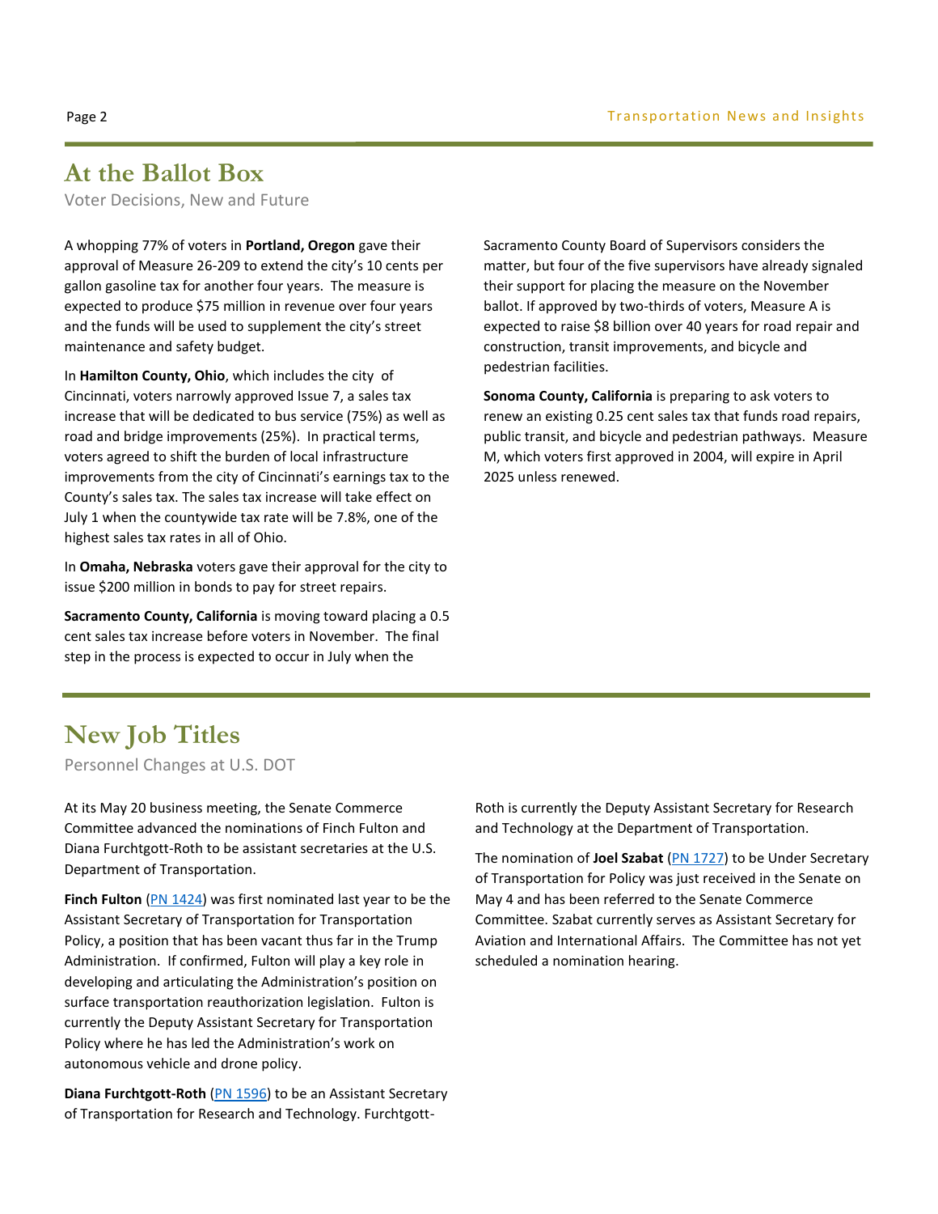## At the Ballot Box

Voter Decisions, New and Future

A whopping 77% of voters in **Portland, Oregon** gave their approval of Measure 26-209 to extend the city's 10 cents per gallon gasoline tax for another four years. The measure is expected to produce $75 million in revenue over four years and the funds will be used to supplement the city's street maintenance and safety budget.

In **Hamilton County, Ohio**, which includes the city of Cincinnati, voters narrowly approved Issue 7, a sales tax increase that will be dedicated to bus service (75%) as well as road and bridge improvements (25%). In practical terms, voters agreed to shift the burden of local infrastructure improvements from the city of Cincinnati's earnings tax to the County's sales tax. The sales tax increase will take effect on July 1 when the countywide tax rate will be 7.8%, one of the highest sales tax rates in all of Ohio.

In **Omaha, Nebraska** voters gave their approval for the city to issue $200 million in bonds to pay for street repairs.

**Sacramento County, California** is moving toward placing a 0.5 cent sales tax increase before voters in November. The final step in the process is expected to occur in July when the Sacramento County Board of Supervisors considers the matter, but four of the five supervisors have already signaled their support for placing the measure on the November ballot. If approved by two-thirds of voters, Measure A is expected to raise $8 billion over 40 years for road repair and construction, transit improvements, and bicycle and pedestrian facilities.

**Sonoma County, California** is preparing to ask voters to renew an existing 0.25 cent sales tax that funds road repairs, public transit, and bicycle and pedestrian pathways. Measure M, which voters first approved in 2004, will expire in April 2025 unless renewed.

## New Job Titles

Personnel Changes at U.S. DOT

At its May 20 business meeting, the Senate Commerce Committee advanced the nominations of Finch Fulton and Diana Furchtgott-Roth to be assistant secretaries at the U.S. Department of Transportation.

**Finch Fulton** (PN 1424) was first nominated last year to be the Assistant Secretary of Transportation for Transportation Policy, a position that has been vacant thus far in the Trump Administration. If confirmed, Fulton will play a key role in developing and articulating the Administration's position on surface transportation reauthorization legislation. Fulton is currently the Deputy Assistant Secretary for Transportation Policy where he has led the Administration's work on autonomous vehicle and drone policy.

**Diana Furchtgott-Roth** (PN 1596) to be an Assistant Secretary of Transportation for Research and Technology. Furchtgott-Roth is currently the Deputy Assistant Secretary for Research and Technology at the Department of Transportation.

The nomination of **Joel Szabat** (PN 1727) to be Under Secretary of Transportation for Policy was just received in the Senate on May 4 and has been referred to the Senate Commerce Committee. Szabat currently serves as Assistant Secretary for Aviation and International Affairs. The Committee has not yet scheduled a nomination hearing.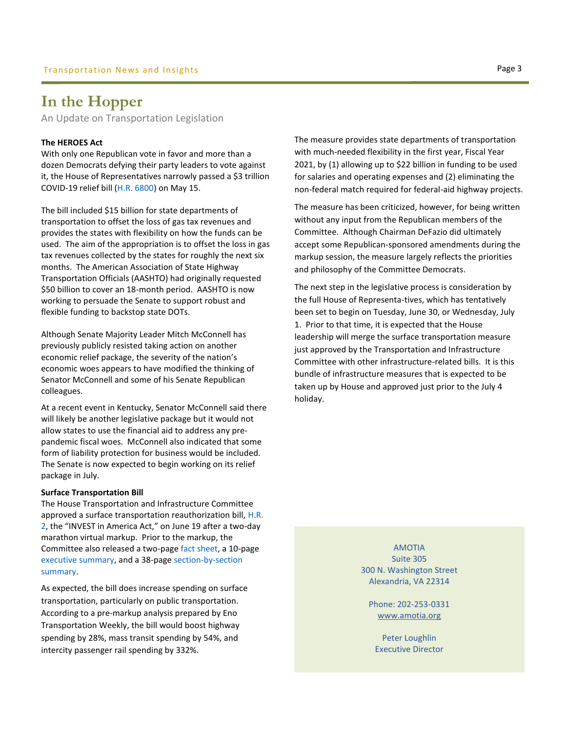# In the Hopper

An Update on Transportation Legislation

**The HEROES Act**

With only one Republican vote in favor and more than a dozen Democrats defying their party leaders to vote against it, the House of Representatives narrowly passed a $3 trillion COVID-19 relief bill (H.R. 6800) on May 15.

The bill included $15 billion for state departments of transportation to offset the loss of gas tax revenues and provides the states with flexibility on how the funds can be used. The aim of the appropriation is to offset the loss in gas tax revenues collected by the states for roughly the next six months. The American Association of State Highway Transportation Officials (AASHTO) had originally requested $50 billion to cover an 18-month period. AASHTO is now working to persuade the Senate to support robust and flexible funding to backstop state DOTs.

Although Senate Majority Leader Mitch McConnell has previously publicly resisted taking action on another economic relief package, the severity of the nation's economic woes appears to have modified the thinking of Senator McConnell and some of his Senate Republican colleagues.

At a recent event in Kentucky, Senator McConnell said there will likely be another legislative package but it would not allow states to use the financial aid to address any pre-pandemic fiscal woes. McConnell also indicated that some form of liability protection for business would be included. The Senate is now expected to begin working on its relief package in July.

**Surface Transportation Bill**

The House Transportation and Infrastructure Committee approved a surface transportation reauthorization bill, H.R. 2, the "INVEST in America Act," on June 19 after a two-day marathon virtual markup. Prior to the markup, the Committee also released a two-page fact sheet, a 10-page executive summary, and a 38-page section-by-section summary.

As expected, the bill does increase spending on surface transportation, particularly on public transportation. According to a pre-markup analysis prepared by Eno Transportation Weekly, the bill would boost highway spending by 28%, mass transit spending by 54%, and intercity passenger rail spending by 332%.

The measure provides state departments of transportation with much-needed flexibility in the first year, Fiscal Year 2021, by (1) allowing up to $22 billion in funding to be used for salaries and operating expenses and (2) eliminating the non-federal match required for federal-aid highway projects.

The measure has been criticized, however, for being written without any input from the Republican members of the Committee. Although Chairman DeFazio did ultimately accept some Republican-sponsored amendments during the markup session, the measure largely reflects the priorities and philosophy of the Committee Democrats.

The next step in the legislative process is consideration by the full House of Representatives, which has tentatively been set to begin on Tuesday, June 30, or Wednesday, July 1. Prior to that time, it is expected that the House leadership will merge the surface transportation measure just approved by the Transportation and Infrastructure Committee with other infrastructure-related bills. It is this bundle of infrastructure measures that is expected to be taken up by House and approved just prior to the July 4 holiday.

AMOTIA
Suite 305
300 N. Washington Street
Alexandria, VA 22314

Phone: 202-253-0331
www.amotia.org

Peter Loughlin
Executive Director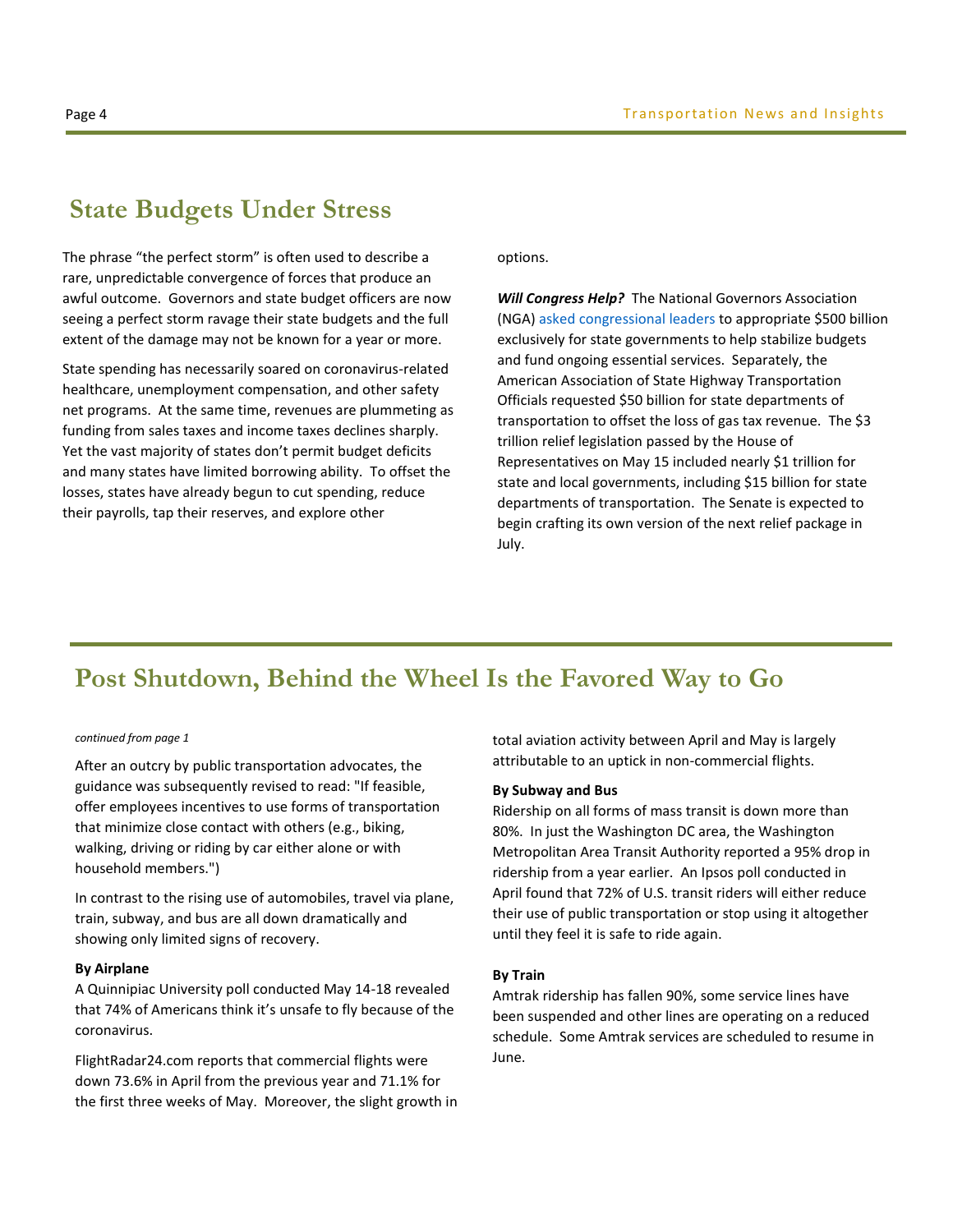## State Budgets Under Stress

The phrase "the perfect storm" is often used to describe a rare, unpredictable convergence of forces that produce an awful outcome. Governors and state budget officers are now seeing a perfect storm ravage their state budgets and the full extent of the damage may not be known for a year or more.

State spending has necessarily soared on coronavirus-related healthcare, unemployment compensation, and other safety net programs. At the same time, revenues are plummeting as funding from sales taxes and income taxes declines sharply. Yet the vast majority of states don't permit budget deficits and many states have limited borrowing ability. To offset the losses, states have already begun to cut spending, reduce their payrolls, tap their reserves, and explore other options.

***Will Congress Help?*** The National Governors Association (NGA) asked congressional leaders to appropriate $500 billion exclusively for state governments to help stabilize budgets and fund ongoing essential services. Separately, the American Association of State Highway Transportation Officials requested $50 billion for state departments of transportation to offset the loss of gas tax revenue. The $3 trillion relief legislation passed by the House of Representatives on May 15 included nearly $1 trillion for state and local governments, including $15 billion for state departments of transportation. The Senate is expected to begin crafting its own version of the next relief package in July.

## Post Shutdown, Behind the Wheel Is the Favored Way to Go

*continued from page 1*

After an outcry by public transportation advocates, the guidance was subsequently revised to read: "If feasible, offer employees incentives to use forms of transportation that minimize close contact with others (e.g., biking, walking, driving or riding by car either alone or with household members.")

In contrast to the rising use of automobiles, travel via plane, train, subway, and bus are all down dramatically and showing only limited signs of recovery.

**By Airplane**
A Quinnipiac University poll conducted May 14-18 revealed that 74% of Americans think it's unsafe to fly because of the coronavirus.

FlightRadar24.com reports that commercial flights were down 73.6% in April from the previous year and 71.1% for the first three weeks of May. Moreover, the slight growth in total aviation activity between April and May is largely attributable to an uptick in non-commercial flights.

**By Subway and Bus**
Ridership on all forms of mass transit is down more than 80%. In just the Washington DC area, the Washington Metropolitan Area Transit Authority reported a 95% drop in ridership from a year earlier. An Ipsos poll conducted in April found that 72% of U.S. transit riders will either reduce their use of public transportation or stop using it altogether until they feel it is safe to ride again.

**By Train**
Amtrak ridership has fallen 90%, some service lines have been suspended and other lines are operating on a reduced schedule. Some Amtrak services are scheduled to resume in June.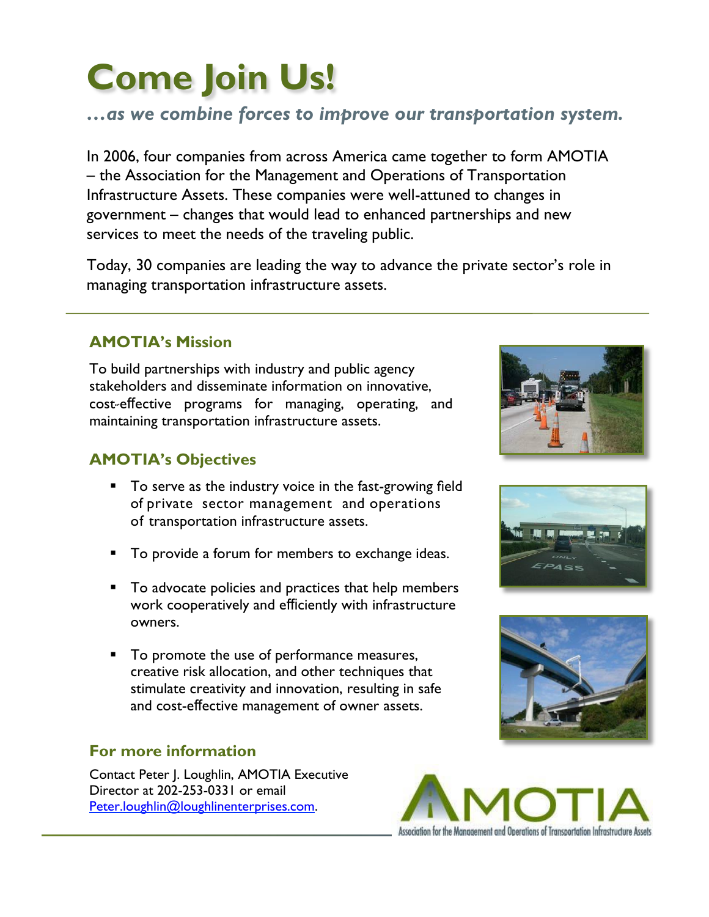# Come Join Us!

*…as we combine forces to improve our transportation system.*

In 2006, four companies from across America came together to form AMOTIA – the Association for the Management and Operations of Transportation Infrastructure Assets. These companies were well-attuned to changes in government – changes that would lead to enhanced partnerships and new services to meet the needs of the traveling public.

Today, 30 companies are leading the way to advance the private sector's role in managing transportation infrastructure assets.

## AMOTIA's Mission

To build partnerships with industry and public agency stakeholders and disseminate information on innovative, cost-effective programs for managing, operating, and maintaining transportation infrastructure assets.

## AMOTIA's Objectives

- To serve as the industry voice in the fast-growing field of private sector management and operations of transportation infrastructure assets.
- To provide a forum for members to exchange ideas.
- To advocate policies and practices that help members work cooperatively and efficiently with infrastructure owners.
- To promote the use of performance measures, creative risk allocation, and other techniques that stimulate creativity and innovation, resulting in safe and cost-effective management of owner assets.

## For more information

Contact Peter J. Loughlin, AMOTIA Executive Director at 202-253-0331 or email Peter.loughlin@loughlinenterprises.com.

AMOTIA
Association for the Management and Operations of Transportation Infrastructure Assets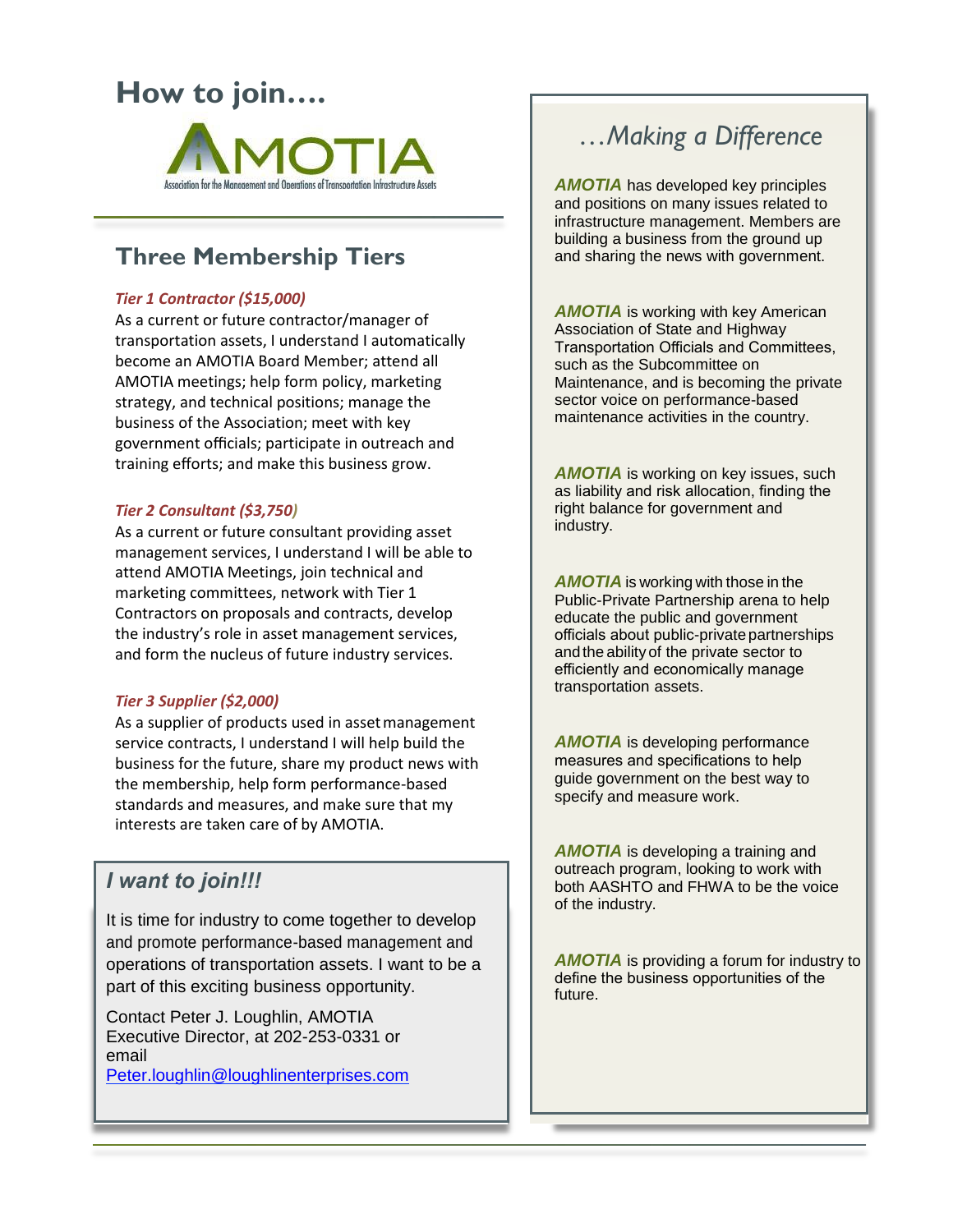# How to join….

AMOTIA

Association for the Management and Operations of Transportation Infrastructure Assets

## Three Membership Tiers

*Tier 1 Contractor ($15,000)*

As a current or future contractor/manager of transportation assets, I understand I automatically become an AMOTIA Board Member; attend all AMOTIA meetings; help form policy, marketing strategy, and technical positions; manage the business of the Association; meet with key government officials; participate in outreach and training efforts; and make this business grow.

*Tier 2 Consultant ($3,750)*

As a current or future consultant providing asset management services, I understand I will be able to attend AMOTIA Meetings, join technical and marketing committees, network with Tier 1 Contractors on proposals and contracts, develop the industry's role in asset management services, and form the nucleus of future industry services.

*Tier 3 Supplier ($2,000)*

As a supplier of products used in asset management service contracts, I understand I will help build the business for the future, share my product news with the membership, help form performance-based standards and measures, and make sure that my interests are taken care of by AMOTIA.

### *I want to join!!!*

It is time for industry to come together to develop and promote performance-based management and operations of transportation assets. I want to be a part of this exciting business opportunity.

Contact Peter J. Loughlin, AMOTIA Executive Director, at 202-253-0331 or email Peter.loughlin@loughlinenterprises.com

## *…Making a Difference*

***AMOTIA*** has developed key principles and positions on many issues related to infrastructure management. Members are building a business from the ground up and sharing the news with government.

***AMOTIA*** is working with key American Association of State and Highway Transportation Officials and Committees, such as the Subcommittee on Maintenance, and is becoming the private sector voice on performance-based maintenance activities in the country.

***AMOTIA*** is working on key issues, such as liability and risk allocation, finding the right balance for government and industry.

***AMOTIA*** is working with those in the Public-Private Partnership arena to help educate the public and government officials about public-private partnerships and the ability of the private sector to efficiently and economically manage transportation assets.

***AMOTIA*** is developing performance measures and specifications to help guide government on the best way to specify and measure work.

***AMOTIA*** is developing a training and outreach program, looking to work with both AASHTO and FHWA to be the voice of the industry.

***AMOTIA*** is providing a forum for industry to define the business opportunities of the future.